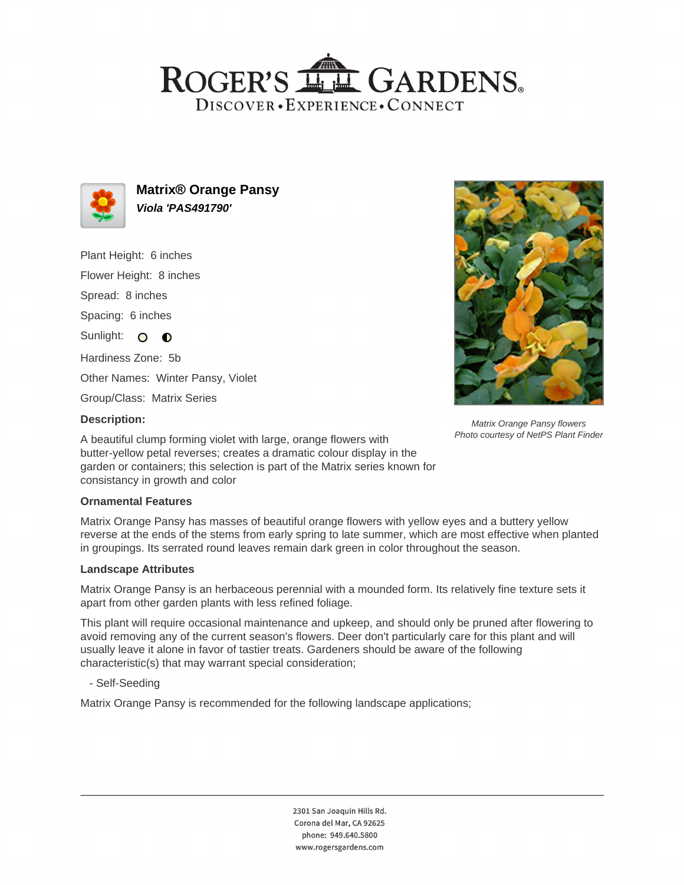# ROGER'S GARDENS

DISCOVER • EXPERIENCE • CONNECT

## Matrix® Orange Pansy

***Viola 'PAS491790'***

Plant Height: 6 inches

Flower Height: 8 inches

Spread: 8 inches

Spacing: 6 inches

Sunlight:

Hardiness Zone: 5b

Other Names: Winter Pansy, Violet

Group/Class: Matrix Series

*Matrix Orange Pansy flowers*
*Photo courtesy of NetPS Plant Finder*

### Description:

A beautiful clump forming violet with large, orange flowers with butter-yellow petal reverses; creates a dramatic colour display in the garden or containers; this selection is part of the Matrix series known for consistancy in growth and color

### Ornamental Features

Matrix Orange Pansy has masses of beautiful orange flowers with yellow eyes and a buttery yellow reverse at the ends of the stems from early spring to late summer, which are most effective when planted in groupings. Its serrated round leaves remain dark green in color throughout the season.

### Landscape Attributes

Matrix Orange Pansy is an herbaceous perennial with a mounded form. Its relatively fine texture sets it apart from other garden plants with less refined foliage.

This plant will require occasional maintenance and upkeep, and should only be pruned after flowering to avoid removing any of the current season's flowers. Deer don't particularly care for this plant and will usually leave it alone in favor of tastier treats. Gardeners should be aware of the following characteristic(s) that may warrant special consideration;

- Self-Seeding

Matrix Orange Pansy is recommended for the following landscape applications;

2301 San Joaquin Hills Rd.
Corona del Mar, CA 92625
phone: 949.640.5800
www.rogersgardens.com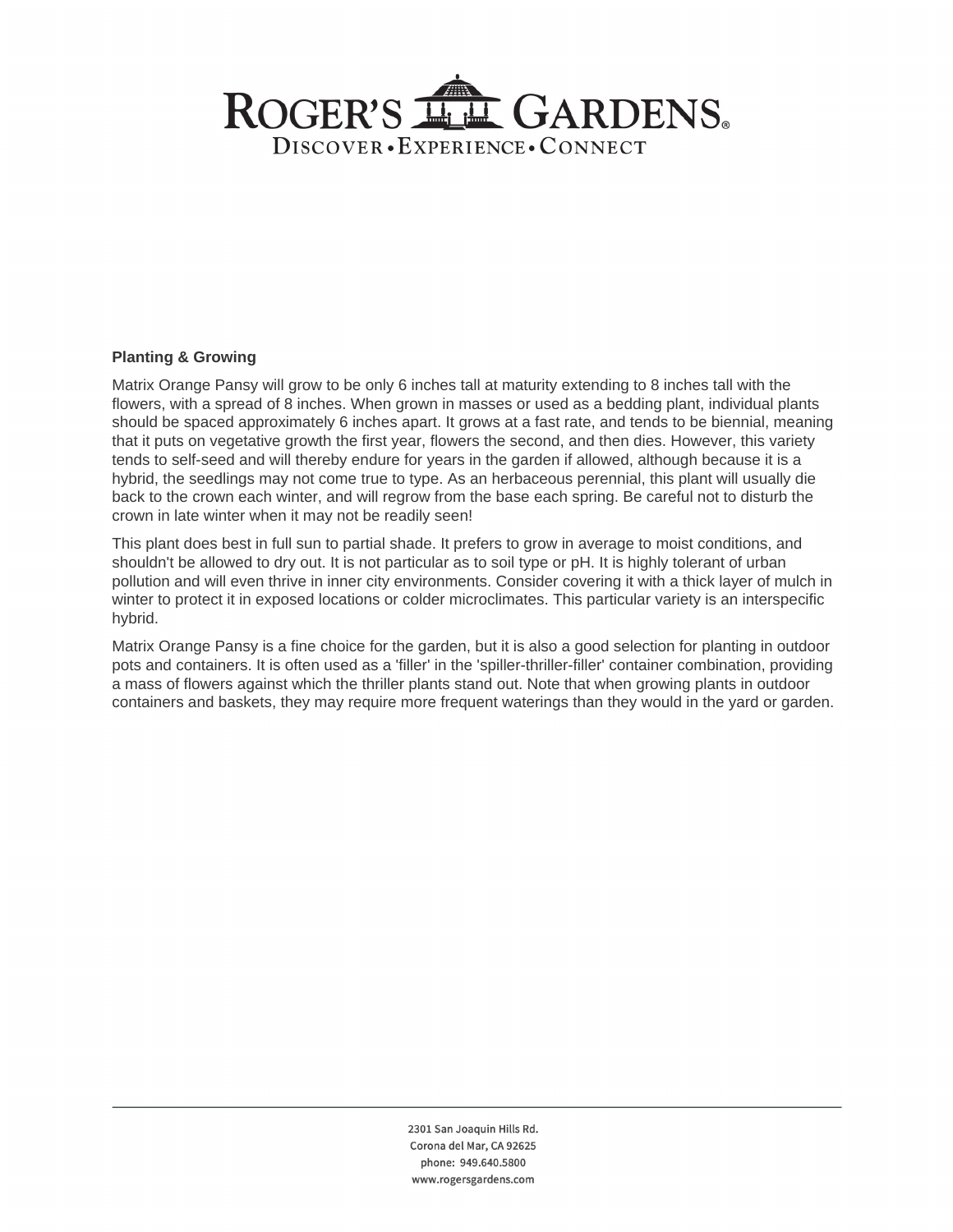**Planting & Growing**

Matrix Orange Pansy will grow to be only 6 inches tall at maturity extending to 8 inches tall with the flowers, with a spread of 8 inches. When grown in masses or used as a bedding plant, individual plants should be spaced approximately 6 inches apart. It grows at a fast rate, and tends to be biennial, meaning that it puts on vegetative growth the first year, flowers the second, and then dies. However, this variety tends to self-seed and will thereby endure for years in the garden if allowed, although because it is a hybrid, the seedlings may not come true to type. As an herbaceous perennial, this plant will usually die back to the crown each winter, and will regrow from the base each spring. Be careful not to disturb the crown in late winter when it may not be readily seen!

This plant does best in full sun to partial shade. It prefers to grow in average to moist conditions, and shouldn't be allowed to dry out. It is not particular as to soil type or pH. It is highly tolerant of urban pollution and will even thrive in inner city environments. Consider covering it with a thick layer of mulch in winter to protect it in exposed locations or colder microclimates. This particular variety is an interspecific hybrid.

Matrix Orange Pansy is a fine choice for the garden, but it is also a good selection for planting in outdoor pots and containers. It is often used as a 'filler' in the 'spiller-thriller-filler' container combination, providing a mass of flowers against which the thriller plants stand out. Note that when growing plants in outdoor containers and baskets, they may require more frequent waterings than they would in the yard or garden.